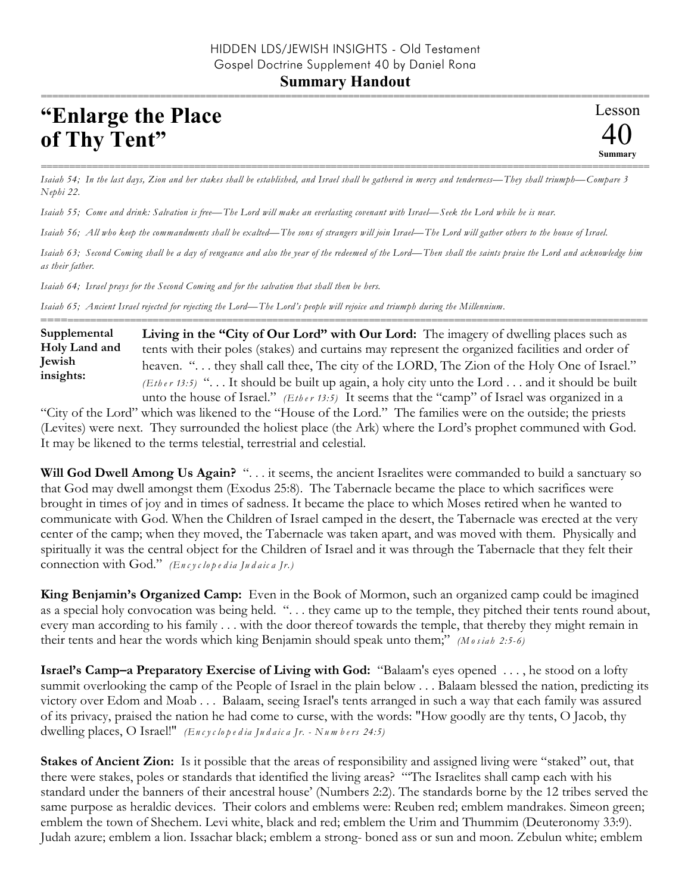HIDDEN LDS/JEWISH INSIGHTS - Old Testament
Gospel Doctrine Supplement 40 by Daniel Rona

**Summary Handout**

# "Enlarge the Place of Thy Tent"

Lesson 40 **Summary**

*Isaiah 54; In the last days, Zion and her stakes shall be established, and Israel shall be gathered in mercy and tenderness—They shall triumph—Compare 3 Nephi 22.*

*Isaiah 55; Come and drink: Salvation is free—The Lord will make an everlasting covenant with Israel—Seek the Lord while he is near.*

*Isaiah 56; All who keep the commandments shall be exalted—The sons of strangers will join Israel—The Lord will gather others to the house of Israel.*

*Isaiah 63; Second Coming shall be a day of vengeance and also the year of the redeemed of the Lord—Then shall the saints praise the Lord and acknowledge him as their father.*

*Isaiah 64; Israel prays for the Second Coming and for the salvation that shall then be hers.*

*Isaiah 65; Ancient Israel rejected for rejecting the Lord—The Lord's people will rejoice and triumph during the Millennium.*

**Supplemental Holy Land and Jewish insights:**

**Living in the "City of Our Lord" with Our Lord:** The imagery of dwelling places such as tents with their poles (stakes) and curtains may represent the organized facilities and order of heaven. ". . . they shall call thee, The city of the LORD, The Zion of the Holy One of Israel." *(Ether 13:5)* ". . . It should be built up again, a holy city unto the Lord . . . and it should be built unto the house of Israel." *(Ether 13:5)* It seems that the "camp" of Israel was organized in a "City of the Lord" which was likened to the "House of the Lord." The families were on the outside; the priests (Levites) were next. They surrounded the holiest place (the Ark) where the Lord's prophet communed with God. It may be likened to the terms telestial, terrestrial and celestial.

**Will God Dwell Among Us Again?** ". . . it seems, the ancient Israelites were commanded to build a sanctuary so that God may dwell amongst them (Exodus 25:8). The Tabernacle became the place to which sacrifices were brought in times of joy and in times of sadness. It became the place to which Moses retired when he wanted to communicate with God. When the Children of Israel camped in the desert, the Tabernacle was erected at the very center of the camp; when they moved, the Tabernacle was taken apart, and was moved with them. Physically and spiritually it was the central object for the Children of Israel and it was through the Tabernacle that they felt their connection with God." *(Encyclopedia Judaica Jr.)*

**King Benjamin's Organized Camp:** Even in the Book of Mormon, such an organized camp could be imagined as a special holy convocation was being held. ". . . they came up to the temple, they pitched their tents round about, every man according to his family . . . with the door thereof towards the temple, that thereby they might remain in their tents and hear the words which king Benjamin should speak unto them;" *(Mosiah 2:5-6)*

**Israel's Camp–a Preparatory Exercise of Living with God:** "Balaam's eyes opened . . . , he stood on a lofty summit overlooking the camp of the People of Israel in the plain below . . . Balaam blessed the nation, predicting its victory over Edom and Moab . . . Balaam, seeing Israel's tents arranged in such a way that each family was assured of its privacy, praised the nation he had come to curse, with the words: "How goodly are thy tents, O Jacob, thy dwelling places, O Israel!" *(Encyclopedia Judaica Jr. - Numbers 24:5)*

**Stakes of Ancient Zion:** Is it possible that the areas of responsibility and assigned living were "staked" out, that there were stakes, poles or standards that identified the living areas? "'The Israelites shall camp each with his standard under the banners of their ancestral house' (Numbers 2:2). The standards borne by the 12 tribes served the same purpose as heraldic devices. Their colors and emblems were: Reuben red; emblem mandrakes. Simeon green; emblem the town of Shechem. Levi white, black and red; emblem the Urim and Thummim (Deuteronomy 33:9). Judah azure; emblem a lion. Issachar black; emblem a strong- boned ass or sun and moon. Zebulun white; emblem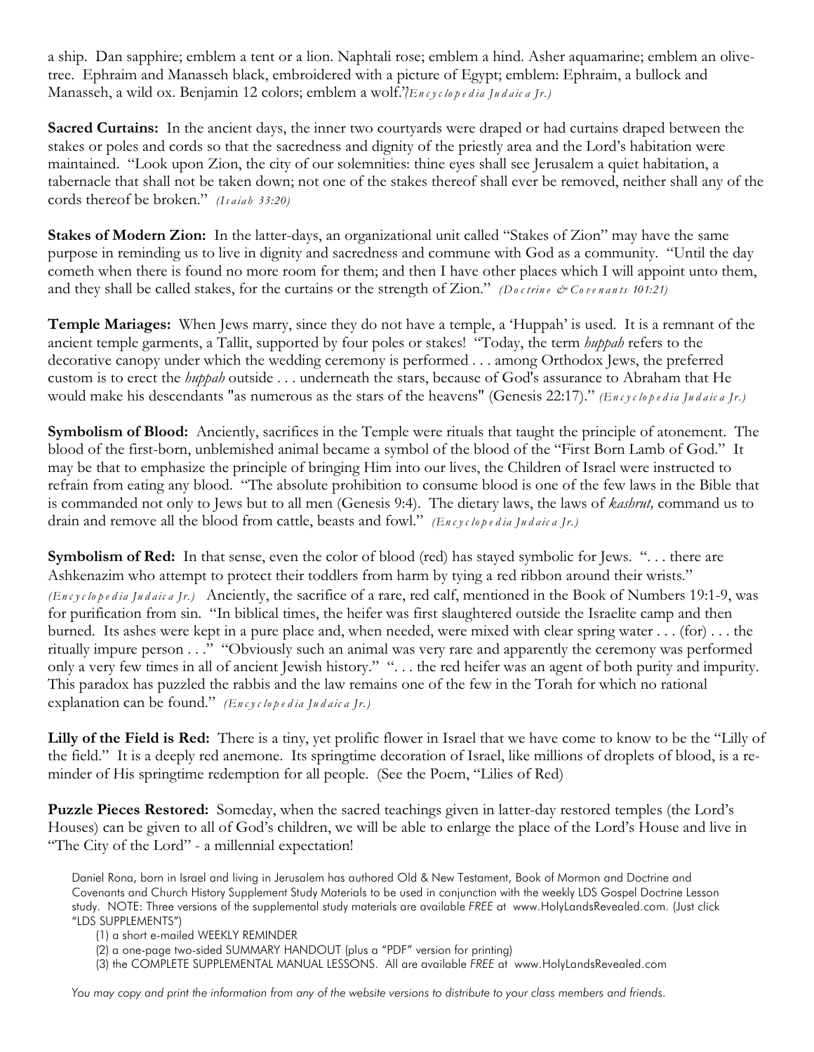a ship. Dan sapphire; emblem a tent or a lion. Naphtali rose; emblem a hind. Asher aquamarine; emblem an olive-tree. Ephraim and Manasseh black, embroidered with a picture of Egypt; emblem: Ephraim, a bullock and Manasseh, a wild ox. Benjamin 12 colors; emblem a wolf."*(Encyclopedia Judaica Jr.)*

**Sacred Curtains:** In the ancient days, the inner two courtyards were draped or had curtains draped between the stakes or poles and cords so that the sacredness and dignity of the priestly area and the Lord's habitation were maintained. "Look upon Zion, the city of our solemnities: thine eyes shall see Jerusalem a quiet habitation, a tabernacle that shall not be taken down; not one of the stakes thereof shall ever be removed, neither shall any of the cords thereof be broken." *(Isaiah 33:20)*

**Stakes of Modern Zion:** In the latter-days, an organizational unit called "Stakes of Zion" may have the same purpose in reminding us to live in dignity and sacredness and commune with God as a community. "Until the day cometh when there is found no more room for them; and then I have other places which I will appoint unto them, and they shall be called stakes, for the curtains or the strength of Zion." *(Doctrine & Covenants 101:21)*

**Temple Mariages:** When Jews marry, since they do not have a temple, a 'Huppah' is used. It is a remnant of the ancient temple garments, a Tallit, supported by four poles or stakes! "Today, the term *huppah* refers to the decorative canopy under which the wedding ceremony is performed . . . among Orthodox Jews, the preferred custom is to erect the *huppah* outside . . . underneath the stars, because of God's assurance to Abraham that He would make his descendants "as numerous as the stars of the heavens" (Genesis 22:17)." *(Encyclopedia Judaica Jr.)*

**Symbolism of Blood:** Anciently, sacrifices in the Temple were rituals that taught the principle of atonement. The blood of the first-born, unblemished animal became a symbol of the blood of the "First Born Lamb of God." It may be that to emphasize the principle of bringing Him into our lives, the Children of Israel were instructed to refrain from eating any blood. "The absolute prohibition to consume blood is one of the few laws in the Bible that is commanded not only to Jews but to all men (Genesis 9:4). The dietary laws, the laws of *kashrut,* command us to drain and remove all the blood from cattle, beasts and fowl." *(Encyclopedia Judaica Jr.)*

**Symbolism of Red:** In that sense, even the color of blood (red) has stayed symbolic for Jews. ". . . there are Ashkenazim who attempt to protect their toddlers from harm by tying a red ribbon around their wrists." *(Encyclopedia Judaica Jr.)* Anciently, the sacrifice of a rare, red calf, mentioned in the Book of Numbers 19:1-9, was for purification from sin. "In biblical times, the heifer was first slaughtered outside the Israelite camp and then burned. Its ashes were kept in a pure place and, when needed, were mixed with clear spring water . . . (for) . . . the ritually impure person . . ." "Obviously such an animal was very rare and apparently the ceremony was performed only a very few times in all of ancient Jewish history." ". . . the red heifer was an agent of both purity and impurity. This paradox has puzzled the rabbis and the law remains one of the few in the Torah for which no rational explanation can be found." *(Encyclopedia Judaica Jr.)*

**Lilly of the Field is Red:** There is a tiny, yet prolific flower in Israel that we have come to know to be the "Lilly of the field." It is a deeply red anemone. Its springtime decoration of Israel, like millions of droplets of blood, is a re-minder of His springtime redemption for all people. (See the Poem, "Lilies of Red)

**Puzzle Pieces Restored:** Someday, when the sacred teachings given in latter-day restored temples (the Lord's Houses) can be given to all of God's children, we will be able to enlarge the place of the Lord's House and live in "The City of the Lord" - a millennial expectation!

Daniel Rona, born in Israel and living in Jerusalem has authored Old & New Testament, Book of Mormon and Doctrine and Covenants and Church History Supplement Study Materials to be used in conjunction with the weekly LDS Gospel Doctrine Lesson study. NOTE: Three versions of the supplemental study materials are available *FREE* at www.HolyLandsRevealed.com. (Just click "LDS SUPPLEMENTS")

(1) a short e-mailed WEEKLY REMINDER
(2) a one-page two-sided SUMMARY HANDOUT (plus a "PDF" version for printing)
(3) the COMPLETE SUPPLEMENTAL MANUAL LESSONS. All are available *FREE* at www.HolyLandsRevealed.com

*You may copy and print the information from any of the website versions to distribute to your class members and friends.*